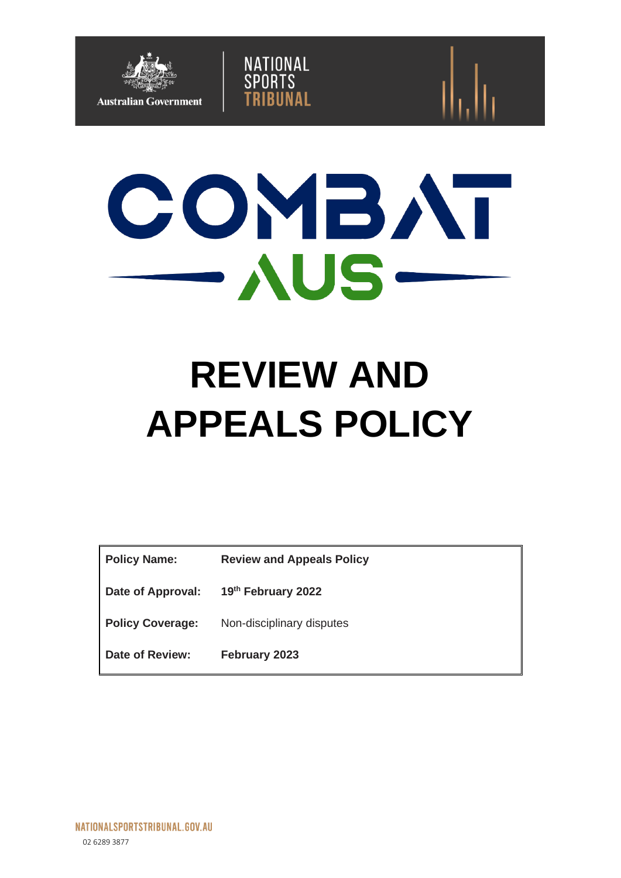Australian Government

NATIONAL SPORTS TRIBUNAL

COMBAT AUS

# REVIEW AND APPEALS POLICY

| **Policy Name:** | **Review and Appeals Policy** |
|---|---|
| **Date of Approval:** | **19th February 2022** |
| **Policy Coverage:** | Non-disciplinary disputes |
| **Date of Review:** | **February 2023** |

NATIONALSPORTSTRIBUNAL.GOV.AU

02 6289 3877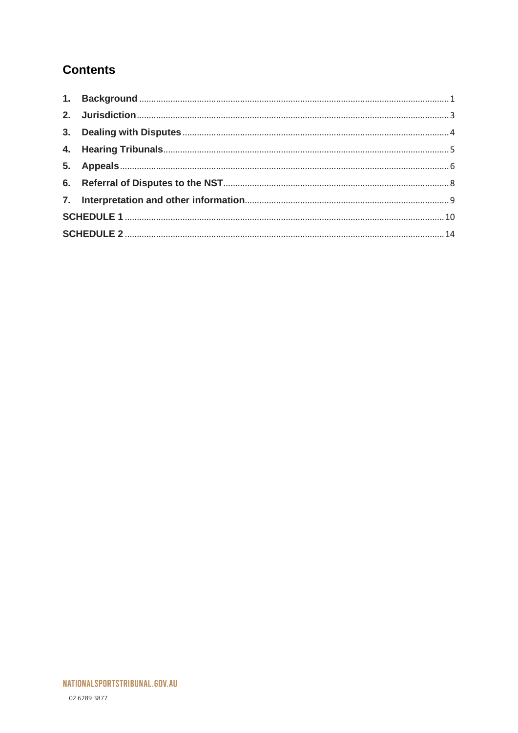## Contents

1. **Background** ..... 1
2. **Jurisdiction** ..... 3
3. **Dealing with Disputes** ..... 4
4. **Hearing Tribunals** ..... 5
5. **Appeals** ..... 6
6. **Referral of Disputes to the NST** ..... 8
7. **Interpretation and other information** ..... 9

**SCHEDULE 1** ..... 10

**SCHEDULE 2** ..... 14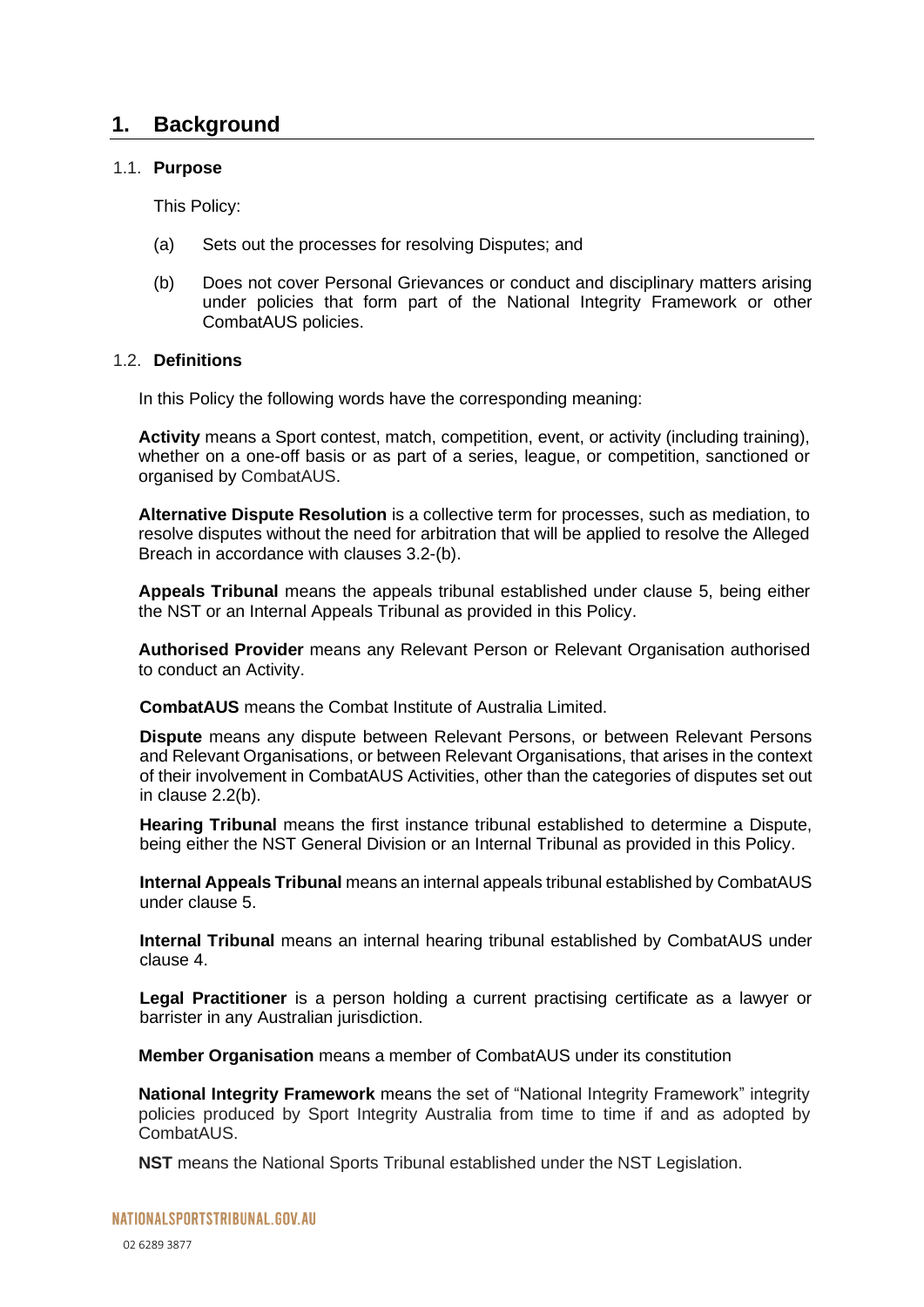# 1. Background

## 1.1. Purpose

This Policy:

(a) Sets out the processes for resolving Disputes; and

(b) Does not cover Personal Grievances or conduct and disciplinary matters arising under policies that form part of the National Integrity Framework or other CombatAUS policies.

## 1.2. Definitions

In this Policy the following words have the corresponding meaning:

**Activity** means a Sport contest, match, competition, event, or activity (including training), whether on a one-off basis or as part of a series, league, or competition, sanctioned or organised by CombatAUS.

**Alternative Dispute Resolution** is a collective term for processes, such as mediation, to resolve disputes without the need for arbitration that will be applied to resolve the Alleged Breach in accordance with clauses 3.2-(b).

**Appeals Tribunal** means the appeals tribunal established under clause 5, being either the NST or an Internal Appeals Tribunal as provided in this Policy.

**Authorised Provider** means any Relevant Person or Relevant Organisation authorised to conduct an Activity.

**CombatAUS** means the Combat Institute of Australia Limited.

**Dispute** means any dispute between Relevant Persons, or between Relevant Persons and Relevant Organisations, or between Relevant Organisations, that arises in the context of their involvement in CombatAUS Activities, other than the categories of disputes set out in clause 2.2(b).

**Hearing Tribunal** means the first instance tribunal established to determine a Dispute, being either the NST General Division or an Internal Tribunal as provided in this Policy.

**Internal Appeals Tribunal** means an internal appeals tribunal established by CombatAUS under clause 5.

**Internal Tribunal** means an internal hearing tribunal established by CombatAUS under clause 4.

**Legal Practitioner** is a person holding a current practising certificate as a lawyer or barrister in any Australian jurisdiction.

**Member Organisation** means a member of CombatAUS under its constitution

**National Integrity Framework** means the set of "National Integrity Framework" integrity policies produced by Sport Integrity Australia from time to time if and as adopted by CombatAUS.

**NST** means the National Sports Tribunal established under the NST Legislation.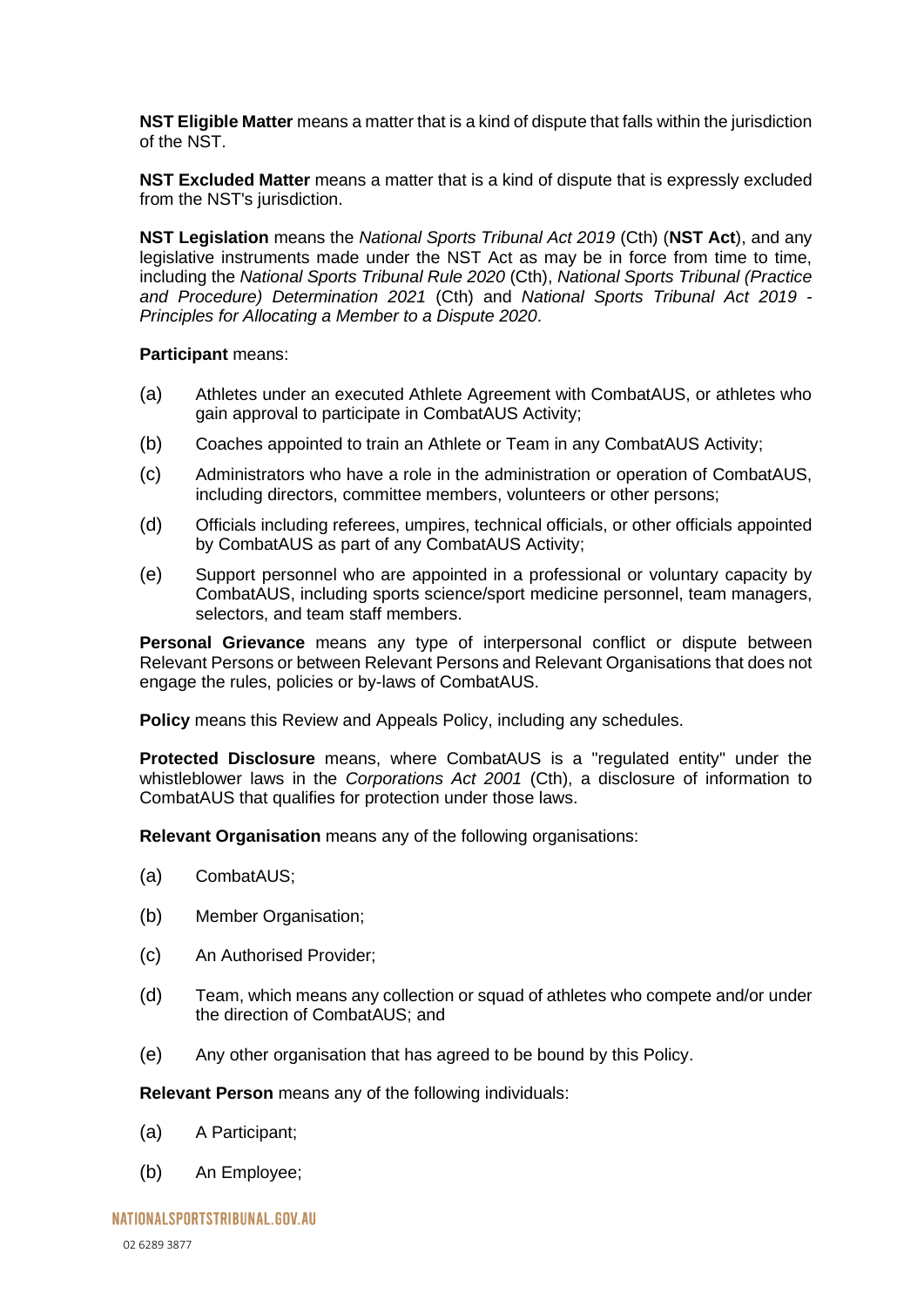**NST Eligible Matter** means a matter that is a kind of dispute that falls within the jurisdiction of the NST.

**NST Excluded Matter** means a matter that is a kind of dispute that is expressly excluded from the NST's jurisdiction.

**NST Legislation** means the *National Sports Tribunal Act 2019* (Cth) (**NST Act**), and any legislative instruments made under the NST Act as may be in force from time to time, including the *National Sports Tribunal Rule 2020* (Cth), *National Sports Tribunal (Practice and Procedure) Determination 2021* (Cth) and *National Sports Tribunal Act 2019 - Principles for Allocating a Member to a Dispute 2020*.

**Participant** means:

(a) Athletes under an executed Athlete Agreement with CombatAUS, or athletes who gain approval to participate in CombatAUS Activity;

(b) Coaches appointed to train an Athlete or Team in any CombatAUS Activity;

(c) Administrators who have a role in the administration or operation of CombatAUS, including directors, committee members, volunteers or other persons;

(d) Officials including referees, umpires, technical officials, or other officials appointed by CombatAUS as part of any CombatAUS Activity;

(e) Support personnel who are appointed in a professional or voluntary capacity by CombatAUS, including sports science/sport medicine personnel, team managers, selectors, and team staff members.

**Personal Grievance** means any type of interpersonal conflict or dispute between Relevant Persons or between Relevant Persons and Relevant Organisations that does not engage the rules, policies or by-laws of CombatAUS.

**Policy** means this Review and Appeals Policy, including any schedules.

**Protected Disclosure** means, where CombatAUS is a "regulated entity" under the whistleblower laws in the *Corporations Act 2001* (Cth), a disclosure of information to CombatAUS that qualifies for protection under those laws.

**Relevant Organisation** means any of the following organisations:

(a) CombatAUS;

(b) Member Organisation;

(c) An Authorised Provider;

(d) Team, which means any collection or squad of athletes who compete and/or under the direction of CombatAUS; and

(e) Any other organisation that has agreed to be bound by this Policy.

**Relevant Person** means any of the following individuals:

(a) A Participant;

(b) An Employee;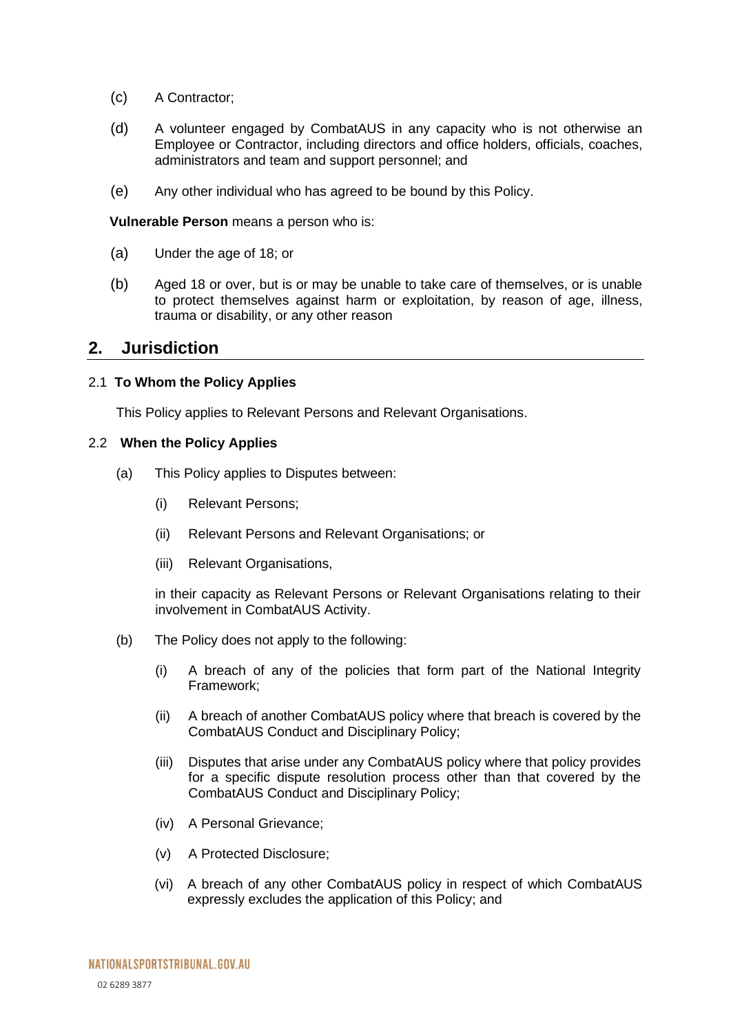(c) A Contractor;

(d) A volunteer engaged by CombatAUS in any capacity who is not otherwise an Employee or Contractor, including directors and office holders, officials, coaches, administrators and team and support personnel; and

(e) Any other individual who has agreed to be bound by this Policy.

**Vulnerable Person** means a person who is:

(a) Under the age of 18; or

(b) Aged 18 or over, but is or may be unable to take care of themselves, or is unable to protect themselves against harm or exploitation, by reason of age, illness, trauma or disability, or any other reason

## 2. Jurisdiction

### 2.1 To Whom the Policy Applies

This Policy applies to Relevant Persons and Relevant Organisations.

### 2.2 When the Policy Applies

(a) This Policy applies to Disputes between:

- (i) Relevant Persons;
- (ii) Relevant Persons and Relevant Organisations; or
- (iii) Relevant Organisations,

in their capacity as Relevant Persons or Relevant Organisations relating to their involvement in CombatAUS Activity.

(b) The Policy does not apply to the following:

- (i) A breach of any of the policies that form part of the National Integrity Framework;
- (ii) A breach of another CombatAUS policy where that breach is covered by the CombatAUS Conduct and Disciplinary Policy;
- (iii) Disputes that arise under any CombatAUS policy where that policy provides for a specific dispute resolution process other than that covered by the CombatAUS Conduct and Disciplinary Policy;
- (iv) A Personal Grievance;
- (v) A Protected Disclosure;
- (vi) A breach of any other CombatAUS policy in respect of which CombatAUS expressly excludes the application of this Policy; and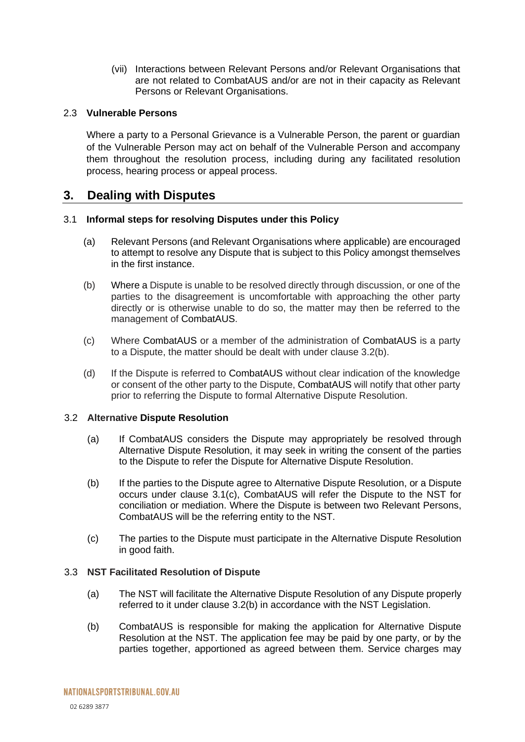(vii) Interactions between Relevant Persons and/or Relevant Organisations that are not related to CombatAUS and/or are not in their capacity as Relevant Persons or Relevant Organisations.

### 2.3 Vulnerable Persons

Where a party to a Personal Grievance is a Vulnerable Person, the parent or guardian of the Vulnerable Person may act on behalf of the Vulnerable Person and accompany them throughout the resolution process, including during any facilitated resolution process, hearing process or appeal process.

## 3. Dealing with Disputes

### 3.1 Informal steps for resolving Disputes under this Policy

(a) Relevant Persons (and Relevant Organisations where applicable) are encouraged to attempt to resolve any Dispute that is subject to this Policy amongst themselves in the first instance.

(b) Where a Dispute is unable to be resolved directly through discussion, or one of the parties to the disagreement is uncomfortable with approaching the other party directly or is otherwise unable to do so, the matter may then be referred to the management of CombatAUS.

(c) Where CombatAUS or a member of the administration of CombatAUS is a party to a Dispute, the matter should be dealt with under clause 3.2(b).

(d) If the Dispute is referred to CombatAUS without clear indication of the knowledge or consent of the other party to the Dispute, CombatAUS will notify that other party prior to referring the Dispute to formal Alternative Dispute Resolution.

### 3.2 Alternative Dispute Resolution

(a) If CombatAUS considers the Dispute may appropriately be resolved through Alternative Dispute Resolution, it may seek in writing the consent of the parties to the Dispute to refer the Dispute for Alternative Dispute Resolution.

(b) If the parties to the Dispute agree to Alternative Dispute Resolution, or a Dispute occurs under clause 3.1(c), CombatAUS will refer the Dispute to the NST for conciliation or mediation. Where the Dispute is between two Relevant Persons, CombatAUS will be the referring entity to the NST.

(c) The parties to the Dispute must participate in the Alternative Dispute Resolution in good faith.

### 3.3 NST Facilitated Resolution of Dispute

(a) The NST will facilitate the Alternative Dispute Resolution of any Dispute properly referred to it under clause 3.2(b) in accordance with the NST Legislation.

(b) CombatAUS is responsible for making the application for Alternative Dispute Resolution at the NST. The application fee may be paid by one party, or by the parties together, apportioned as agreed between them. Service charges may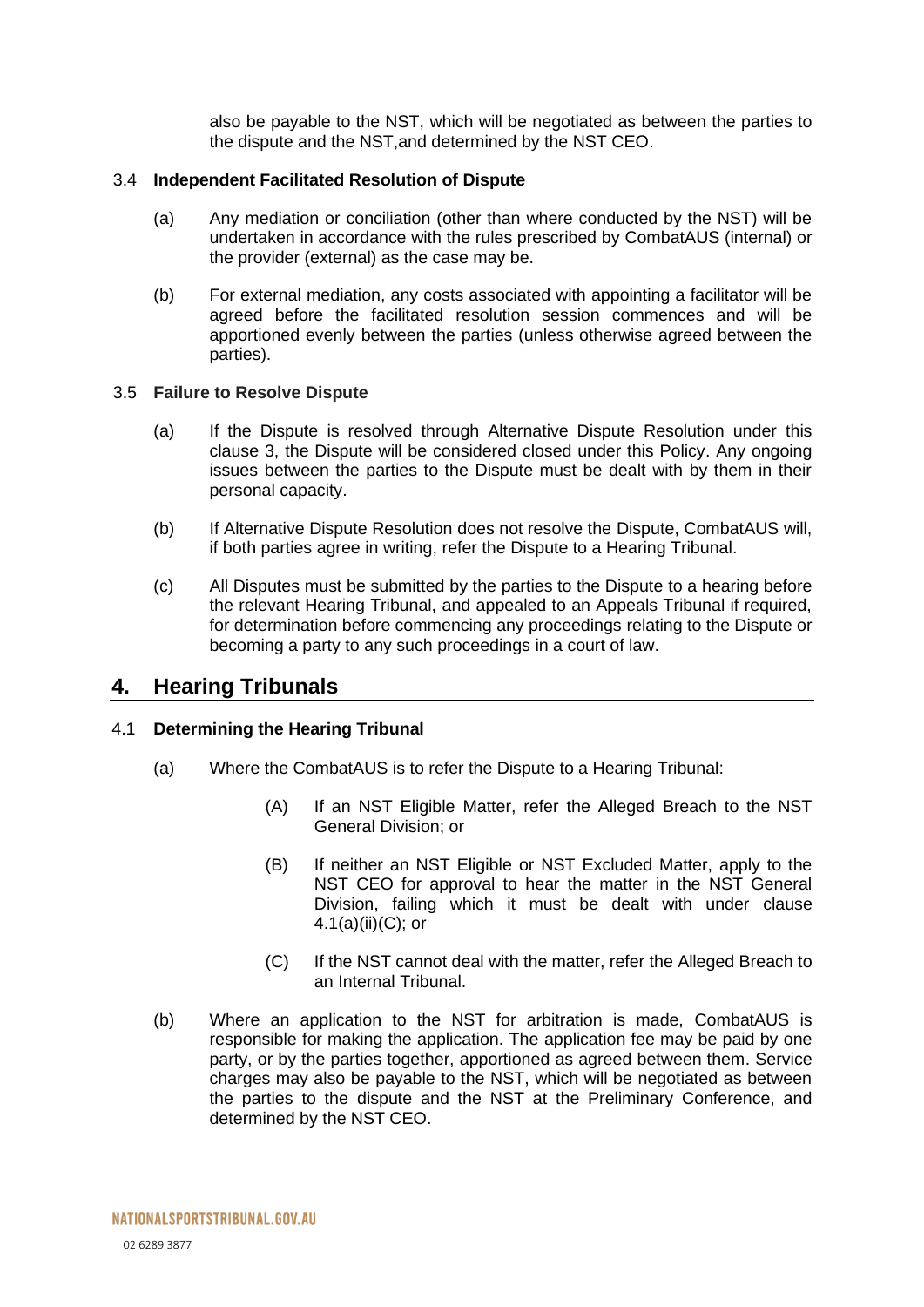also be payable to the NST, which will be negotiated as between the parties to the dispute and the NST,and determined by the NST CEO.

### 3.4 Independent Facilitated Resolution of Dispute

(a) Any mediation or conciliation (other than where conducted by the NST) will be undertaken in accordance with the rules prescribed by CombatAUS (internal) or the provider (external) as the case may be.

(b) For external mediation, any costs associated with appointing a facilitator will be agreed before the facilitated resolution session commences and will be apportioned evenly between the parties (unless otherwise agreed between the parties).

### 3.5 Failure to Resolve Dispute

(a) If the Dispute is resolved through Alternative Dispute Resolution under this clause 3, the Dispute will be considered closed under this Policy. Any ongoing issues between the parties to the Dispute must be dealt with by them in their personal capacity.

(b) If Alternative Dispute Resolution does not resolve the Dispute, CombatAUS will, if both parties agree in writing, refer the Dispute to a Hearing Tribunal.

(c) All Disputes must be submitted by the parties to the Dispute to a hearing before the relevant Hearing Tribunal, and appealed to an Appeals Tribunal if required, for determination before commencing any proceedings relating to the Dispute or becoming a party to any such proceedings in a court of law.

## 4. Hearing Tribunals

### 4.1 Determining the Hearing Tribunal

(a) Where the CombatAUS is to refer the Dispute to a Hearing Tribunal:

(A) If an NST Eligible Matter, refer the Alleged Breach to the NST General Division; or

(B) If neither an NST Eligible or NST Excluded Matter, apply to the NST CEO for approval to hear the matter in the NST General Division, failing which it must be dealt with under clause 4.1(a)(ii)(C); or

(C) If the NST cannot deal with the matter, refer the Alleged Breach to an Internal Tribunal.

(b) Where an application to the NST for arbitration is made, CombatAUS is responsible for making the application. The application fee may be paid by one party, or by the parties together, apportioned as agreed between them. Service charges may also be payable to the NST, which will be negotiated as between the parties to the dispute and the NST at the Preliminary Conference, and determined by the NST CEO.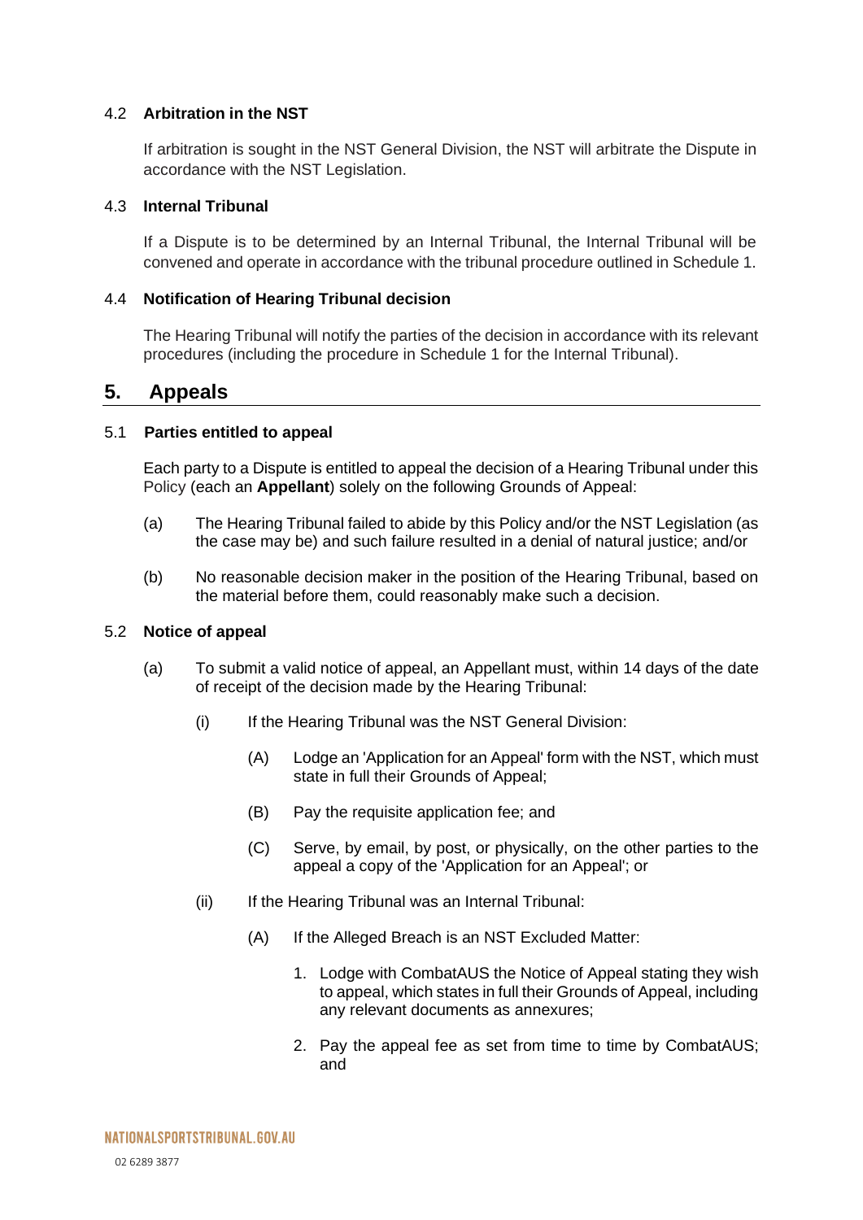### 4.2 Arbitration in the NST

If arbitration is sought in the NST General Division, the NST will arbitrate the Dispute in accordance with the NST Legislation.

### 4.3 Internal Tribunal

If a Dispute is to be determined by an Internal Tribunal, the Internal Tribunal will be convened and operate in accordance with the tribunal procedure outlined in Schedule 1.

### 4.4 Notification of Hearing Tribunal decision

The Hearing Tribunal will notify the parties of the decision in accordance with its relevant procedures (including the procedure in Schedule 1 for the Internal Tribunal).

## 5. Appeals

### 5.1 Parties entitled to appeal

Each party to a Dispute is entitled to appeal the decision of a Hearing Tribunal under this Policy (each an **Appellant**) solely on the following Grounds of Appeal:

(a) The Hearing Tribunal failed to abide by this Policy and/or the NST Legislation (as the case may be) and such failure resulted in a denial of natural justice; and/or

(b) No reasonable decision maker in the position of the Hearing Tribunal, based on the material before them, could reasonably make such a decision.

### 5.2 Notice of appeal

(a) To submit a valid notice of appeal, an Appellant must, within 14 days of the date of receipt of the decision made by the Hearing Tribunal:

(i) If the Hearing Tribunal was the NST General Division:

(A) Lodge an 'Application for an Appeal' form with the NST, which must state in full their Grounds of Appeal;

(B) Pay the requisite application fee; and

(C) Serve, by email, by post, or physically, on the other parties to the appeal a copy of the 'Application for an Appeal'; or

(ii) If the Hearing Tribunal was an Internal Tribunal:

(A) If the Alleged Breach is an NST Excluded Matter:

1. Lodge with CombatAUS the Notice of Appeal stating they wish to appeal, which states in full their Grounds of Appeal, including any relevant documents as annexures;

2. Pay the appeal fee as set from time to time by CombatAUS; and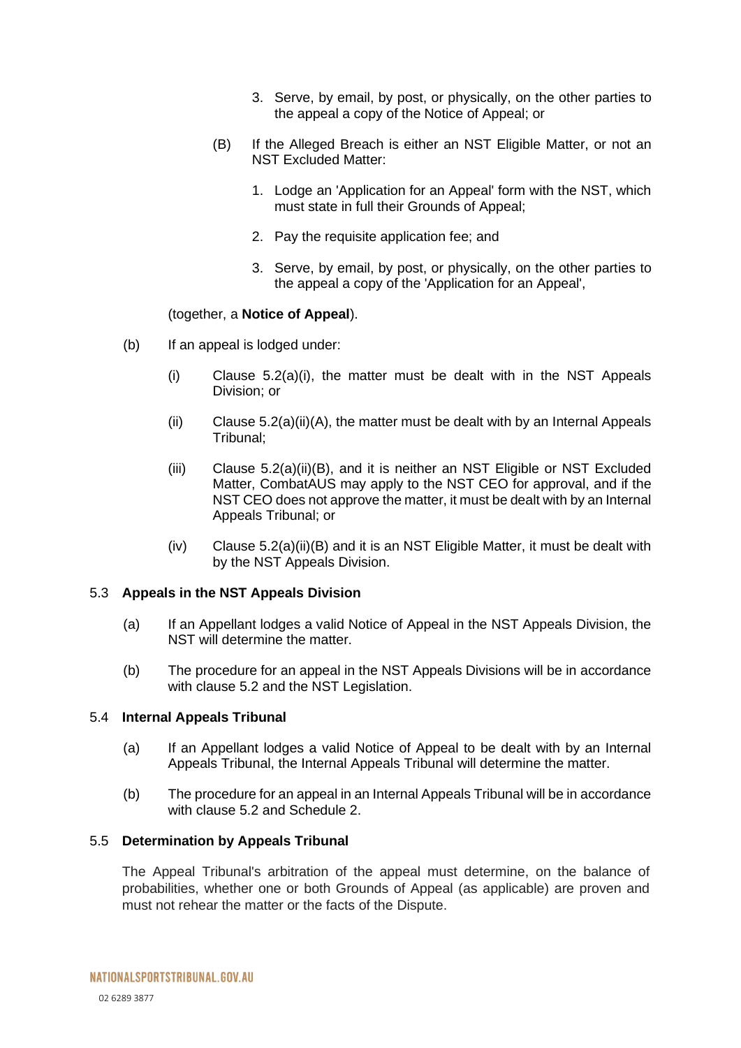3. Serve, by email, by post, or physically, on the other parties to the appeal a copy of the Notice of Appeal; or

(B) If the Alleged Breach is either an NST Eligible Matter, or not an NST Excluded Matter:

1. Lodge an 'Application for an Appeal' form with the NST, which must state in full their Grounds of Appeal;

2. Pay the requisite application fee; and

3. Serve, by email, by post, or physically, on the other parties to the appeal a copy of the 'Application for an Appeal',

(together, a **Notice of Appeal**).

(b) If an appeal is lodged under:

(i) Clause 5.2(a)(i), the matter must be dealt with in the NST Appeals Division; or

(ii) Clause 5.2(a)(ii)(A), the matter must be dealt with by an Internal Appeals Tribunal;

(iii) Clause 5.2(a)(ii)(B), and it is neither an NST Eligible or NST Excluded Matter, CombatAUS may apply to the NST CEO for approval, and if the NST CEO does not approve the matter, it must be dealt with by an Internal Appeals Tribunal; or

(iv) Clause 5.2(a)(ii)(B) and it is an NST Eligible Matter, it must be dealt with by the NST Appeals Division.

5.3 **Appeals in the NST Appeals Division**

(a) If an Appellant lodges a valid Notice of Appeal in the NST Appeals Division, the NST will determine the matter.

(b) The procedure for an appeal in the NST Appeals Divisions will be in accordance with clause 5.2 and the NST Legislation.

5.4 **Internal Appeals Tribunal**

(a) If an Appellant lodges a valid Notice of Appeal to be dealt with by an Internal Appeals Tribunal, the Internal Appeals Tribunal will determine the matter.

(b) The procedure for an appeal in an Internal Appeals Tribunal will be in accordance with clause 5.2 and Schedule 2.

5.5 **Determination by Appeals Tribunal**

The Appeal Tribunal's arbitration of the appeal must determine, on the balance of probabilities, whether one or both Grounds of Appeal (as applicable) are proven and must not rehear the matter or the facts of the Dispute.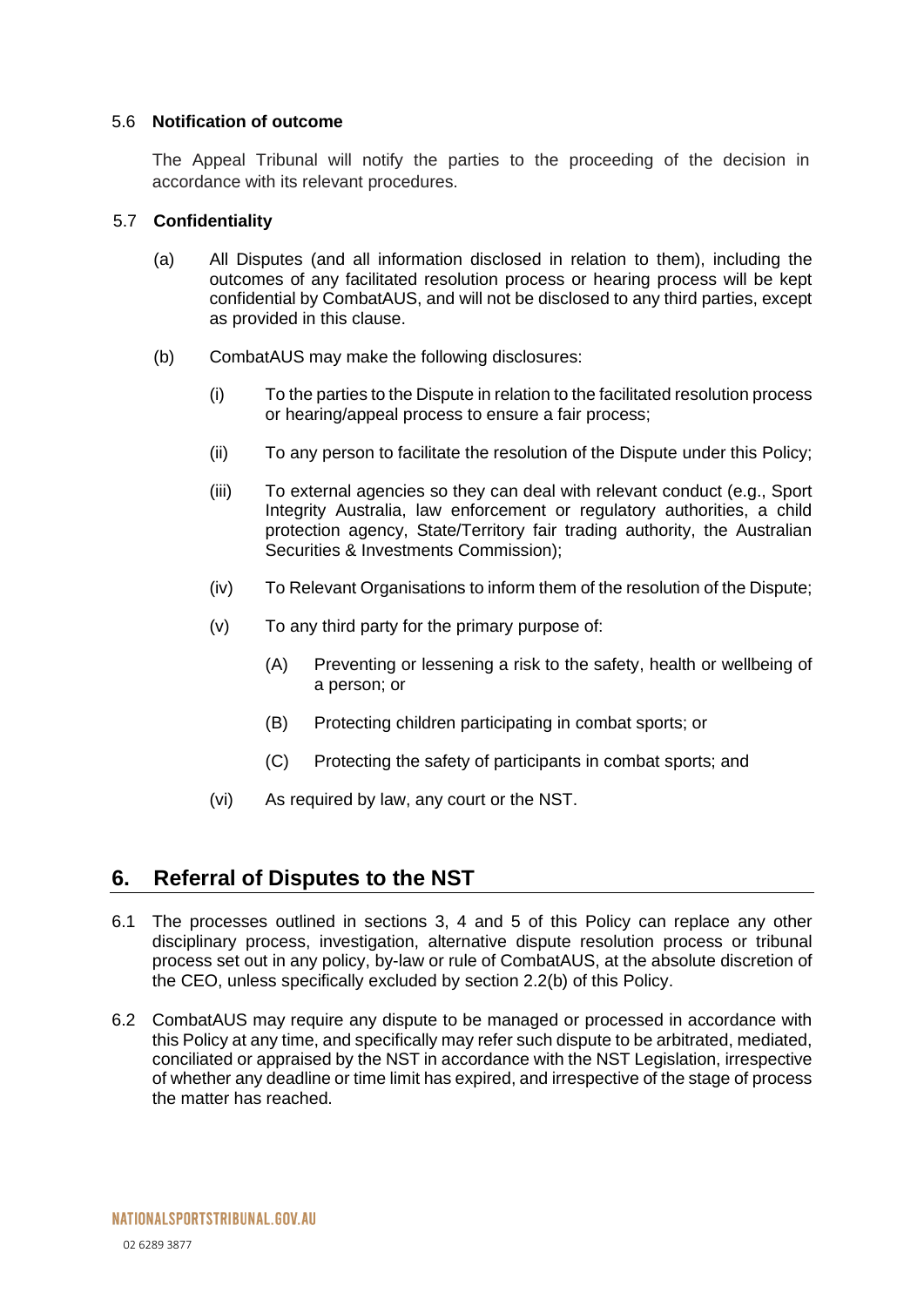### 5.6 Notification of outcome

The Appeal Tribunal will notify the parties to the proceeding of the decision in accordance with its relevant procedures.

### 5.7 Confidentiality

(a) All Disputes (and all information disclosed in relation to them), including the outcomes of any facilitated resolution process or hearing process will be kept confidential by CombatAUS, and will not be disclosed to any third parties, except as provided in this clause.

(b) CombatAUS may make the following disclosures:

(i) To the parties to the Dispute in relation to the facilitated resolution process or hearing/appeal process to ensure a fair process;

(ii) To any person to facilitate the resolution of the Dispute under this Policy;

(iii) To external agencies so they can deal with relevant conduct (e.g., Sport Integrity Australia, law enforcement or regulatory authorities, a child protection agency, State/Territory fair trading authority, the Australian Securities & Investments Commission);

(iv) To Relevant Organisations to inform them of the resolution of the Dispute;

(v) To any third party for the primary purpose of:

(A) Preventing or lessening a risk to the safety, health or wellbeing of a person; or

(B) Protecting children participating in combat sports; or

(C) Protecting the safety of participants in combat sports; and

(vi) As required by law, any court or the NST.

## 6. Referral of Disputes to the NST

6.1 The processes outlined in sections 3, 4 and 5 of this Policy can replace any other disciplinary process, investigation, alternative dispute resolution process or tribunal process set out in any policy, by-law or rule of CombatAUS, at the absolute discretion of the CEO, unless specifically excluded by section 2.2(b) of this Policy.

6.2 CombatAUS may require any dispute to be managed or processed in accordance with this Policy at any time, and specifically may refer such dispute to be arbitrated, mediated, conciliated or appraised by the NST in accordance with the NST Legislation, irrespective of whether any deadline or time limit has expired, and irrespective of the stage of process the matter has reached.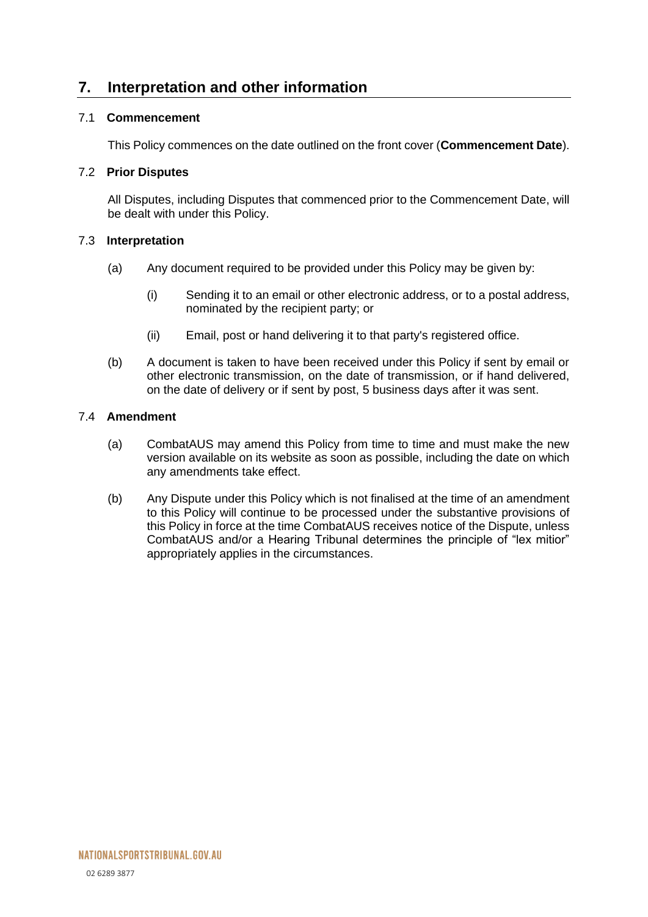## 7. Interpretation and other information

### 7.1 Commencement

This Policy commences on the date outlined on the front cover (**Commencement Date**).

### 7.2 Prior Disputes

All Disputes, including Disputes that commenced prior to the Commencement Date, will be dealt with under this Policy.

### 7.3 Interpretation

(a) Any document required to be provided under this Policy may be given by:

(i) Sending it to an email or other electronic address, or to a postal address, nominated by the recipient party; or

(ii) Email, post or hand delivering it to that party's registered office.

(b) A document is taken to have been received under this Policy if sent by email or other electronic transmission, on the date of transmission, or if hand delivered, on the date of delivery or if sent by post, 5 business days after it was sent.

### 7.4 Amendment

(a) CombatAUS may amend this Policy from time to time and must make the new version available on its website as soon as possible, including the date on which any amendments take effect.

(b) Any Dispute under this Policy which is not finalised at the time of an amendment to this Policy will continue to be processed under the substantive provisions of this Policy in force at the time CombatAUS receives notice of the Dispute, unless CombatAUS and/or a Hearing Tribunal determines the principle of "lex mitior" appropriately applies in the circumstances.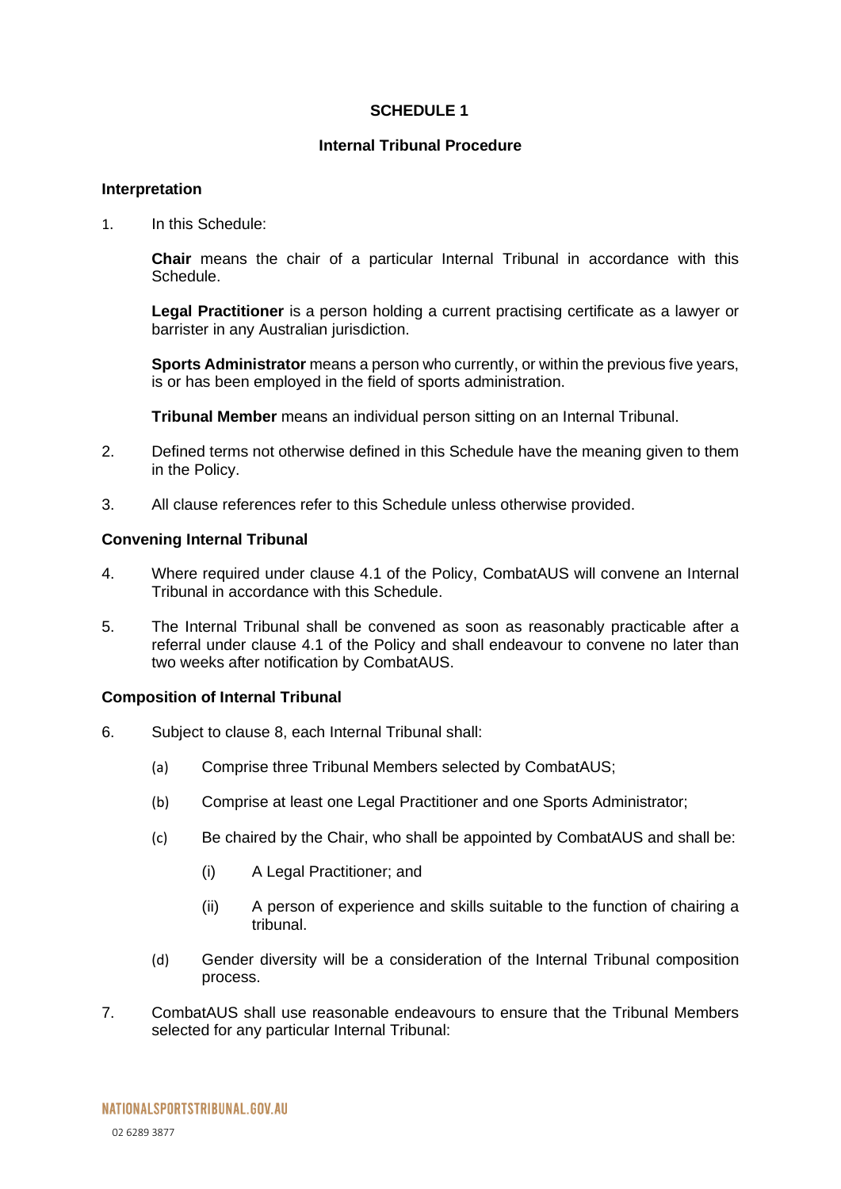**SCHEDULE 1**

**Internal Tribunal Procedure**

**Interpretation**

1. In this Schedule:

   **Chair** means the chair of a particular Internal Tribunal in accordance with this Schedule.

   **Legal Practitioner** is a person holding a current practising certificate as a lawyer or barrister in any Australian jurisdiction.

   **Sports Administrator** means a person who currently, or within the previous five years, is or has been employed in the field of sports administration.

   **Tribunal Member** means an individual person sitting on an Internal Tribunal.

2. Defined terms not otherwise defined in this Schedule have the meaning given to them in the Policy.

3. All clause references refer to this Schedule unless otherwise provided.

**Convening Internal Tribunal**

4. Where required under clause 4.1 of the Policy, CombatAUS will convene an Internal Tribunal in accordance with this Schedule.

5. The Internal Tribunal shall be convened as soon as reasonably practicable after a referral under clause 4.1 of the Policy and shall endeavour to convene no later than two weeks after notification by CombatAUS.

**Composition of Internal Tribunal**

6. Subject to clause 8, each Internal Tribunal shall:

   (a) Comprise three Tribunal Members selected by CombatAUS;

   (b) Comprise at least one Legal Practitioner and one Sports Administrator;

   (c) Be chaired by the Chair, who shall be appointed by CombatAUS and shall be:

      (i) A Legal Practitioner; and

      (ii) A person of experience and skills suitable to the function of chairing a tribunal.

   (d) Gender diversity will be a consideration of the Internal Tribunal composition process.

7. CombatAUS shall use reasonable endeavours to ensure that the Tribunal Members selected for any particular Internal Tribunal: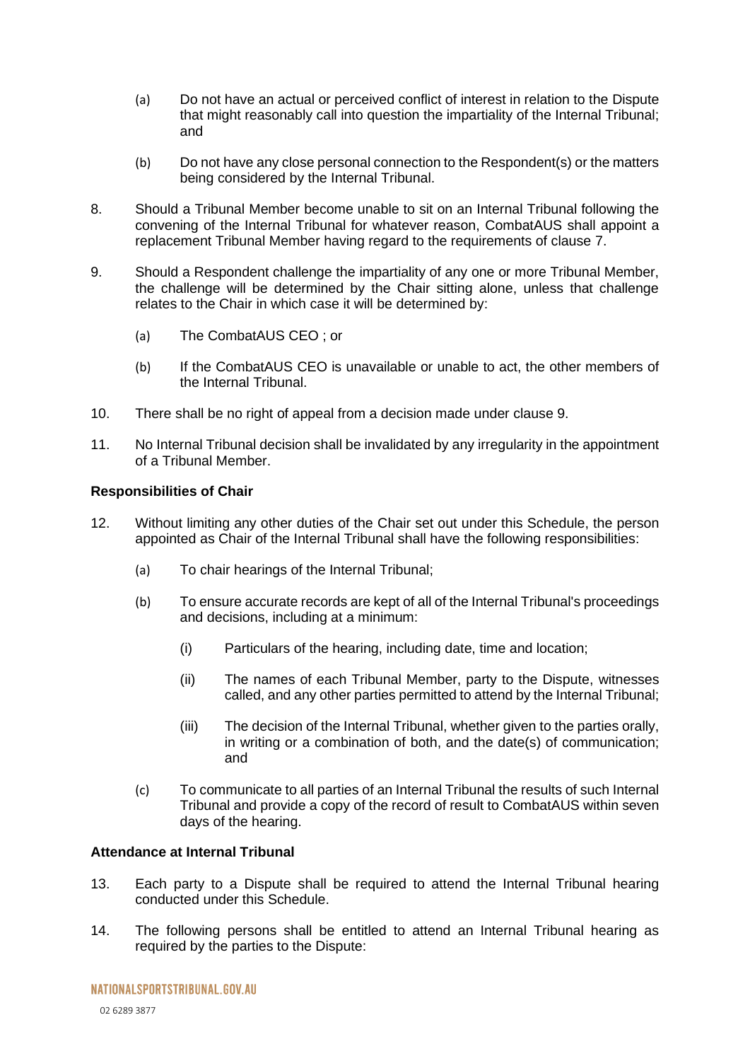(a) Do not have an actual or perceived conflict of interest in relation to the Dispute that might reasonably call into question the impartiality of the Internal Tribunal; and

(b) Do not have any close personal connection to the Respondent(s) or the matters being considered by the Internal Tribunal.

8. Should a Tribunal Member become unable to sit on an Internal Tribunal following the convening of the Internal Tribunal for whatever reason, CombatAUS shall appoint a replacement Tribunal Member having regard to the requirements of clause 7.

9. Should a Respondent challenge the impartiality of any one or more Tribunal Member, the challenge will be determined by the Chair sitting alone, unless that challenge relates to the Chair in which case it will be determined by:

   (a) The CombatAUS CEO ; or

   (b) If the CombatAUS CEO is unavailable or unable to act, the other members of the Internal Tribunal.

10. There shall be no right of appeal from a decision made under clause 9.

11. No Internal Tribunal decision shall be invalidated by any irregularity in the appointment of a Tribunal Member.

**Responsibilities of Chair**

12. Without limiting any other duties of the Chair set out under this Schedule, the person appointed as Chair of the Internal Tribunal shall have the following responsibilities:

   (a) To chair hearings of the Internal Tribunal;

   (b) To ensure accurate records are kept of all of the Internal Tribunal's proceedings and decisions, including at a minimum:

      (i) Particulars of the hearing, including date, time and location;

      (ii) The names of each Tribunal Member, party to the Dispute, witnesses called, and any other parties permitted to attend by the Internal Tribunal;

      (iii) The decision of the Internal Tribunal, whether given to the parties orally, in writing or a combination of both, and the date(s) of communication; and

   (c) To communicate to all parties of an Internal Tribunal the results of such Internal Tribunal and provide a copy of the record of result to CombatAUS within seven days of the hearing.

**Attendance at Internal Tribunal**

13. Each party to a Dispute shall be required to attend the Internal Tribunal hearing conducted under this Schedule.

14. The following persons shall be entitled to attend an Internal Tribunal hearing as required by the parties to the Dispute: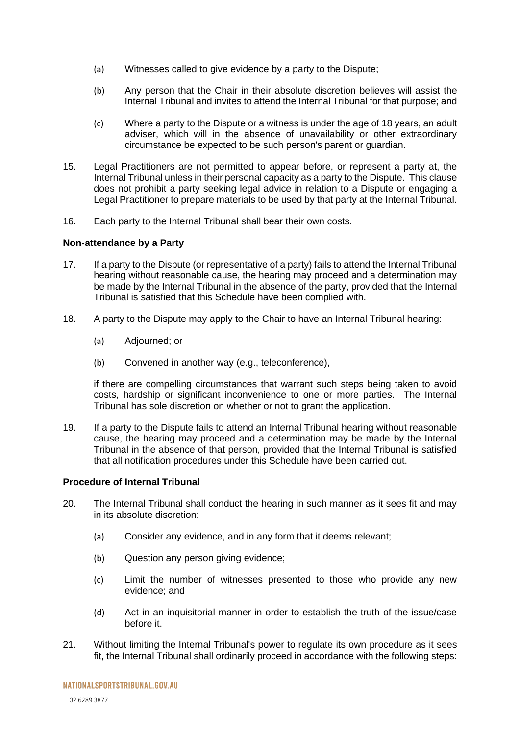(a) Witnesses called to give evidence by a party to the Dispute;

(b) Any person that the Chair in their absolute discretion believes will assist the Internal Tribunal and invites to attend the Internal Tribunal for that purpose; and

(c) Where a party to the Dispute or a witness is under the age of 18 years, an adult adviser, which will in the absence of unavailability or other extraordinary circumstance be expected to be such person's parent or guardian.

15. Legal Practitioners are not permitted to appear before, or represent a party at, the Internal Tribunal unless in their personal capacity as a party to the Dispute. This clause does not prohibit a party seeking legal advice in relation to a Dispute or engaging a Legal Practitioner to prepare materials to be used by that party at the Internal Tribunal.

16. Each party to the Internal Tribunal shall bear their own costs.

**Non-attendance by a Party**

17. If a party to the Dispute (or representative of a party) fails to attend the Internal Tribunal hearing without reasonable cause, the hearing may proceed and a determination may be made by the Internal Tribunal in the absence of the party, provided that the Internal Tribunal is satisfied that this Schedule have been complied with.

18. A party to the Dispute may apply to the Chair to have an Internal Tribunal hearing:

    (a) Adjourned; or

    (b) Convened in another way (e.g., teleconference),

    if there are compelling circumstances that warrant such steps being taken to avoid costs, hardship or significant inconvenience to one or more parties. The Internal Tribunal has sole discretion on whether or not to grant the application.

19. If a party to the Dispute fails to attend an Internal Tribunal hearing without reasonable cause, the hearing may proceed and a determination may be made by the Internal Tribunal in the absence of that person, provided that the Internal Tribunal is satisfied that all notification procedures under this Schedule have been carried out.

**Procedure of Internal Tribunal**

20. The Internal Tribunal shall conduct the hearing in such manner as it sees fit and may in its absolute discretion:

    (a) Consider any evidence, and in any form that it deems relevant;

    (b) Question any person giving evidence;

    (c) Limit the number of witnesses presented to those who provide any new evidence; and

    (d) Act in an inquisitorial manner in order to establish the truth of the issue/case before it.

21. Without limiting the Internal Tribunal's power to regulate its own procedure as it sees fit, the Internal Tribunal shall ordinarily proceed in accordance with the following steps: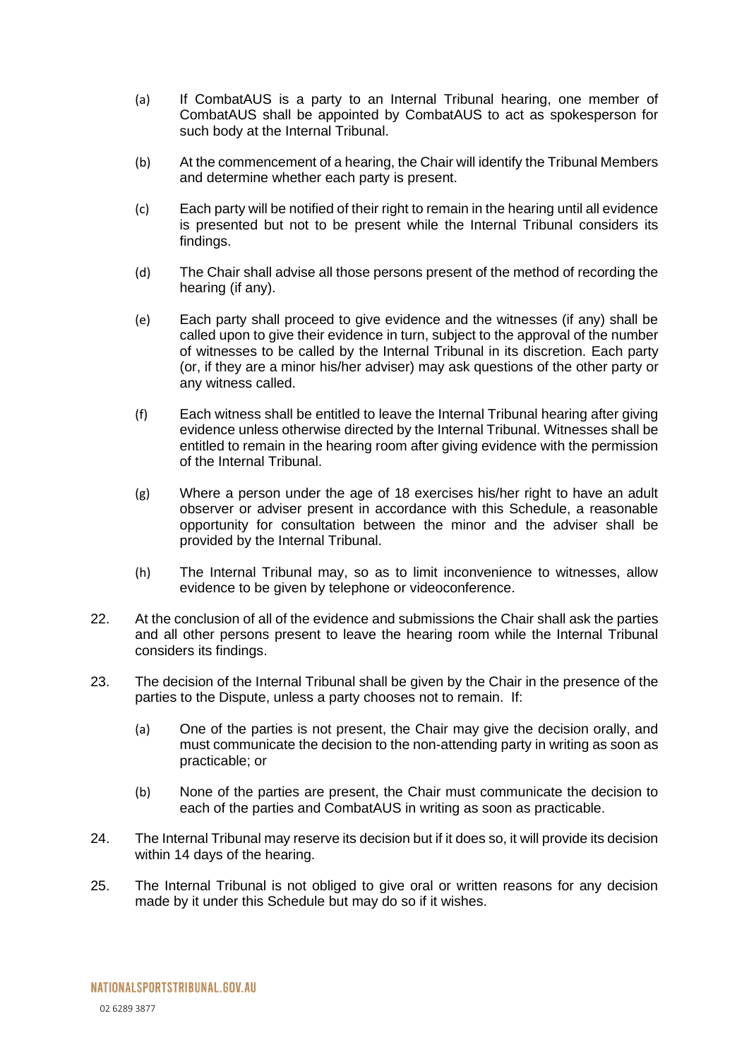(a) If CombatAUS is a party to an Internal Tribunal hearing, one member of CombatAUS shall be appointed by CombatAUS to act as spokesperson for such body at the Internal Tribunal.

(b) At the commencement of a hearing, the Chair will identify the Tribunal Members and determine whether each party is present.

(c) Each party will be notified of their right to remain in the hearing until all evidence is presented but not to be present while the Internal Tribunal considers its findings.

(d) The Chair shall advise all those persons present of the method of recording the hearing (if any).

(e) Each party shall proceed to give evidence and the witnesses (if any) shall be called upon to give their evidence in turn, subject to the approval of the number of witnesses to be called by the Internal Tribunal in its discretion. Each party (or, if they are a minor his/her adviser) may ask questions of the other party or any witness called.

(f) Each witness shall be entitled to leave the Internal Tribunal hearing after giving evidence unless otherwise directed by the Internal Tribunal. Witnesses shall be entitled to remain in the hearing room after giving evidence with the permission of the Internal Tribunal.

(g) Where a person under the age of 18 exercises his/her right to have an adult observer or adviser present in accordance with this Schedule, a reasonable opportunity for consultation between the minor and the adviser shall be provided by the Internal Tribunal.

(h) The Internal Tribunal may, so as to limit inconvenience to witnesses, allow evidence to be given by telephone or videoconference.

22. At the conclusion of all of the evidence and submissions the Chair shall ask the parties and all other persons present to leave the hearing room while the Internal Tribunal considers its findings.

23. The decision of the Internal Tribunal shall be given by the Chair in the presence of the parties to the Dispute, unless a party chooses not to remain. If:

    (a) One of the parties is not present, the Chair may give the decision orally, and must communicate the decision to the non-attending party in writing as soon as practicable; or

    (b) None of the parties are present, the Chair must communicate the decision to each of the parties and CombatAUS in writing as soon as practicable.

24. The Internal Tribunal may reserve its decision but if it does so, it will provide its decision within 14 days of the hearing.

25. The Internal Tribunal is not obliged to give oral or written reasons for any decision made by it under this Schedule but may do so if it wishes.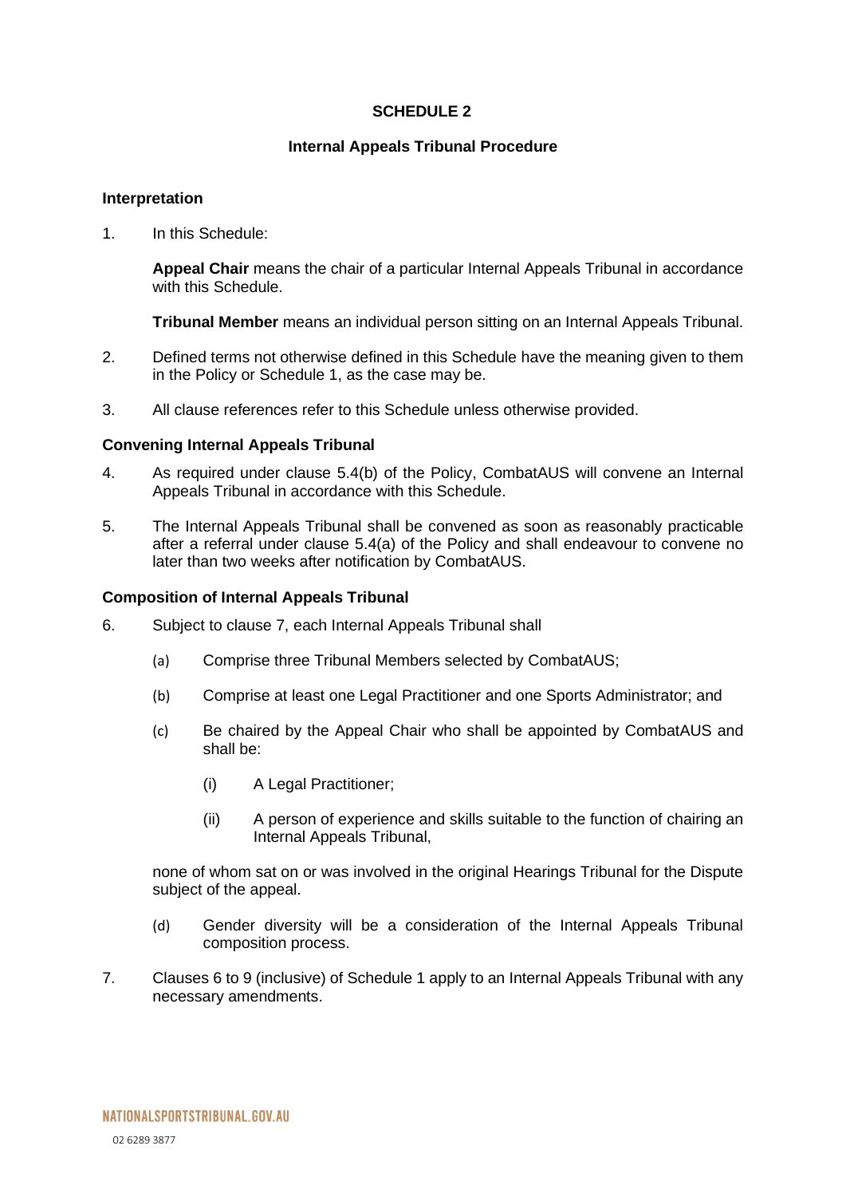## SCHEDULE 2

### Internal Appeals Tribunal Procedure

**Interpretation**

1. In this Schedule:

   **Appeal Chair** means the chair of a particular Internal Appeals Tribunal in accordance with this Schedule.

   **Tribunal Member** means an individual person sitting on an Internal Appeals Tribunal.

2. Defined terms not otherwise defined in this Schedule have the meaning given to them in the Policy or Schedule 1, as the case may be.

3. All clause references refer to this Schedule unless otherwise provided.

**Convening Internal Appeals Tribunal**

4. As required under clause 5.4(b) of the Policy, CombatAUS will convene an Internal Appeals Tribunal in accordance with this Schedule.

5. The Internal Appeals Tribunal shall be convened as soon as reasonably practicable after a referral under clause 5.4(a) of the Policy and shall endeavour to convene no later than two weeks after notification by CombatAUS.

**Composition of Internal Appeals Tribunal**

6. Subject to clause 7, each Internal Appeals Tribunal shall

   (a) Comprise three Tribunal Members selected by CombatAUS;

   (b) Comprise at least one Legal Practitioner and one Sports Administrator; and

   (c) Be chaired by the Appeal Chair who shall be appointed by CombatAUS and shall be:

      (i) A Legal Practitioner;

      (ii) A person of experience and skills suitable to the function of chairing an Internal Appeals Tribunal,

   none of whom sat on or was involved in the original Hearings Tribunal for the Dispute subject of the appeal.

   (d) Gender diversity will be a consideration of the Internal Appeals Tribunal composition process.

7. Clauses 6 to 9 (inclusive) of Schedule 1 apply to an Internal Appeals Tribunal with any necessary amendments.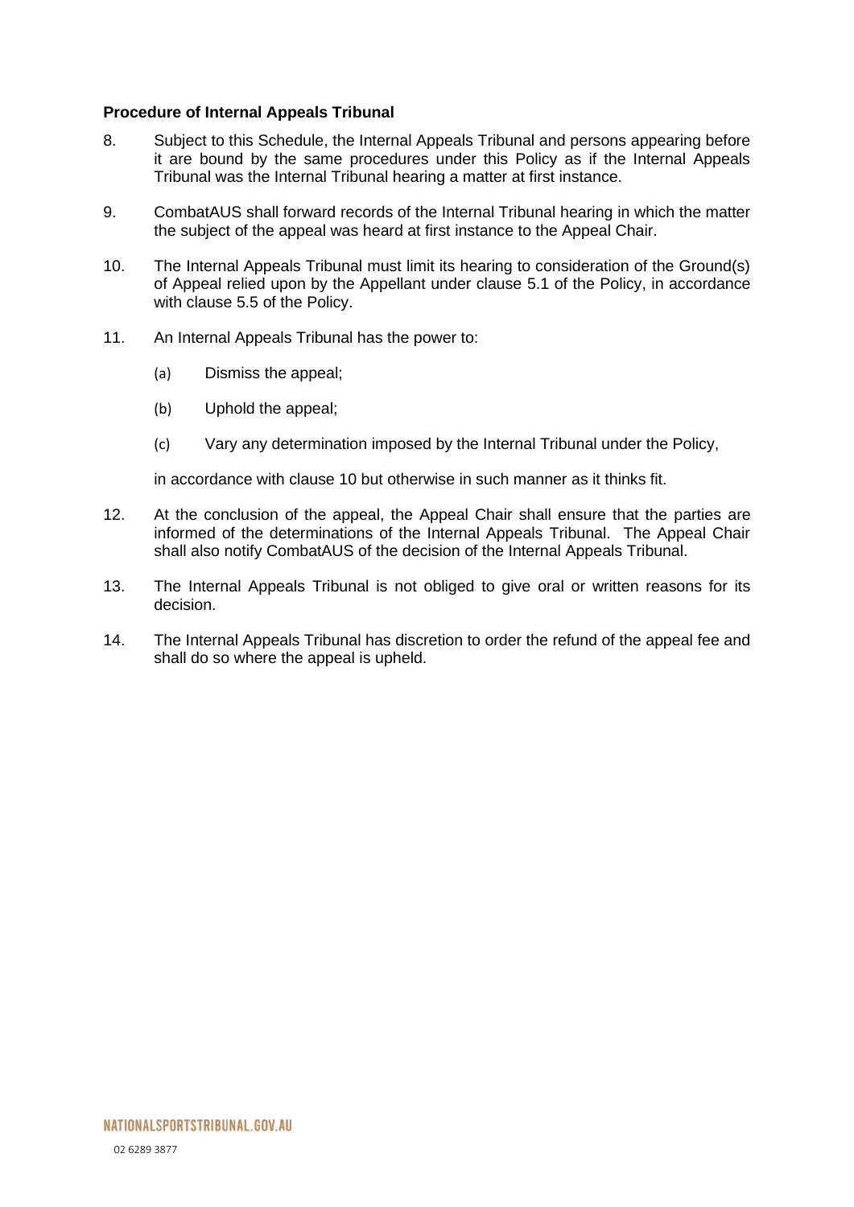**Procedure of Internal Appeals Tribunal**

8. Subject to this Schedule, the Internal Appeals Tribunal and persons appearing before it are bound by the same procedures under this Policy as if the Internal Appeals Tribunal was the Internal Tribunal hearing a matter at first instance.

9. CombatAUS shall forward records of the Internal Tribunal hearing in which the matter the subject of the appeal was heard at first instance to the Appeal Chair.

10. The Internal Appeals Tribunal must limit its hearing to consideration of the Ground(s) of Appeal relied upon by the Appellant under clause 5.1 of the Policy, in accordance with clause 5.5 of the Policy.

11. An Internal Appeals Tribunal has the power to:

    (a) Dismiss the appeal;

    (b) Uphold the appeal;

    (c) Vary any determination imposed by the Internal Tribunal under the Policy,

    in accordance with clause 10 but otherwise in such manner as it thinks fit.

12. At the conclusion of the appeal, the Appeal Chair shall ensure that the parties are informed of the determinations of the Internal Appeals Tribunal. The Appeal Chair shall also notify CombatAUS of the decision of the Internal Appeals Tribunal.

13. The Internal Appeals Tribunal is not obliged to give oral or written reasons for its decision.

14. The Internal Appeals Tribunal has discretion to order the refund of the appeal fee and shall do so where the appeal is upheld.